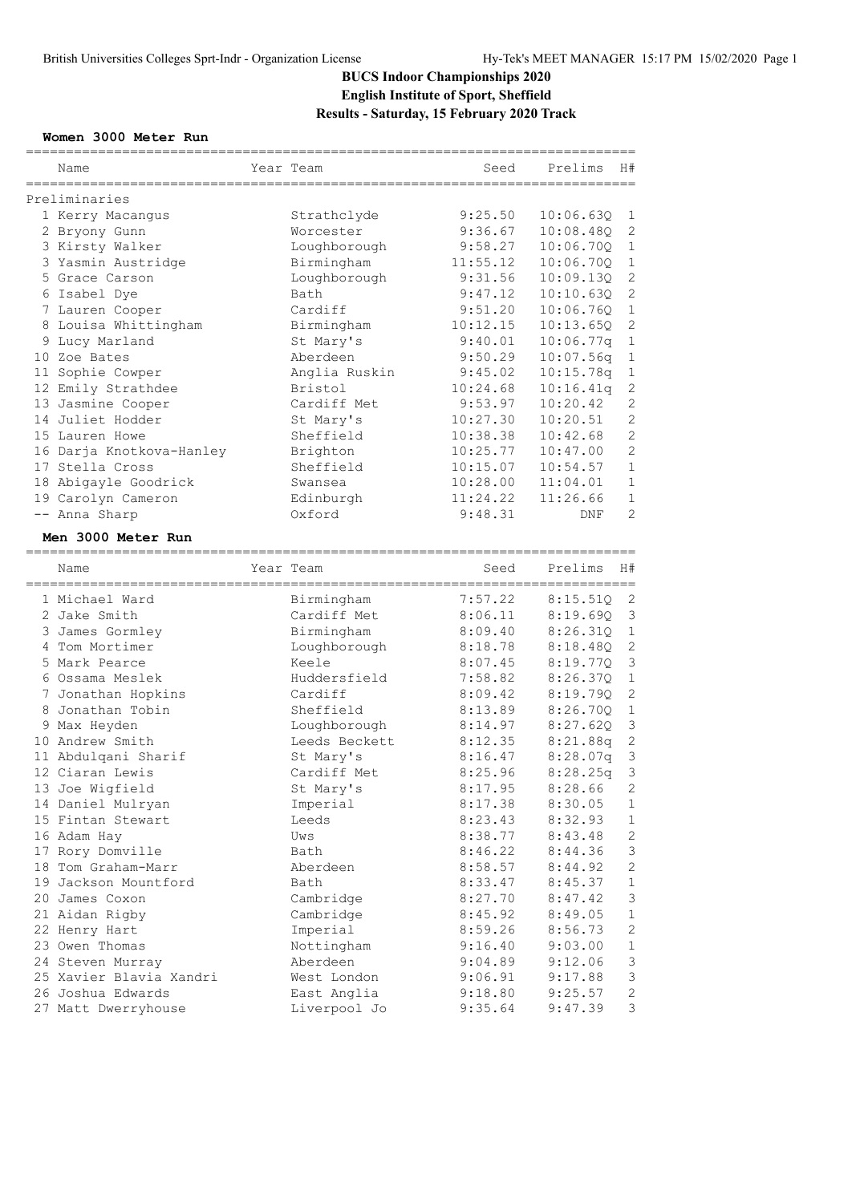# BUCS Indoor Championships 2020

## English Institute of Sport, Sheffield

## Results - Saturday, 15 February 2020 Track

### Women 3000 Meter Run

| | Name | Year | Team | Seed | Prelims | H# |
|---|---|---|---|---|---|---|
| **Preliminaries** | | | | | | |
| 1 | Kerry Macangus | | Strathclyde | 9:25.50 | 10:06.63Q | 1 |
| 2 | Bryony Gunn | | Worcester | 9:36.67 | 10:08.48Q | 2 |
| 3 | Kirsty Walker | | Loughborough | 9:58.27 | 10:06.70Q | 1 |
| 3 | Yasmin Austridge | | Birmingham | 11:55.12 | 10:06.70Q | 1 |
| 5 | Grace Carson | | Loughborough | 9:31.56 | 10:09.13Q | 2 |
| 6 | Isabel Dye | | Bath | 9:47.12 | 10:10.63Q | 2 |
| 7 | Lauren Cooper | | Cardiff | 9:51.20 | 10:06.76Q | 1 |
| 8 | Louisa Whittingham | | Birmingham | 10:12.15 | 10:13.65Q | 2 |
| 9 | Lucy Marland | | St Mary's | 9:40.01 | 10:06.77q | 1 |
| 10 | Zoe Bates | | Aberdeen | 9:50.29 | 10:07.56q | 1 |
| 11 | Sophie Cowper | | Anglia Ruskin | 9:45.02 | 10:15.78q | 1 |
| 12 | Emily Strathdee | | Bristol | 10:24.68 | 10:16.41q | 2 |
| 13 | Jasmine Cooper | | Cardiff Met | 9:53.97 | 10:20.42 | 2 |
| 14 | Juliet Hodder | | St Mary's | 10:27.30 | 10:20.51 | 2 |
| 15 | Lauren Howe | | Sheffield | 10:38.38 | 10:42.68 | 2 |
| 16 | Darja Knotkova-Hanley | | Brighton | 10:25.77 | 10:47.00 | 2 |
| 17 | Stella Cross | | Sheffield | 10:15.07 | 10:54.57 | 1 |
| 18 | Abigayle Goodrick | | Swansea | 10:28.00 | 11:04.01 | 1 |
| 19 | Carolyn Cameron | | Edinburgh | 11:24.22 | 11:26.66 | 1 |
| -- | Anna Sharp | | Oxford | 9:48.31 | DNF | 2 |

### Men 3000 Meter Run

| | Name | Year | Team | Seed | Prelims | H# |
|---|---|---|---|---|---|---|
| 1 | Michael Ward | | Birmingham | 7:57.22 | 8:15.51Q | 2 |
| 2 | Jake Smith | | Cardiff Met | 8:06.11 | 8:19.69Q | 3 |
| 3 | James Gormley | | Birmingham | 8:09.40 | 8:26.31Q | 1 |
| 4 | Tom Mortimer | | Loughborough | 8:18.78 | 8:18.48Q | 2 |
| 5 | Mark Pearce | | Keele | 8:07.45 | 8:19.77Q | 3 |
| 6 | Ossama Meslek | | Huddersfield | 7:58.82 | 8:26.37Q | 1 |
| 7 | Jonathan Hopkins | | Cardiff | 8:09.42 | 8:19.79Q | 2 |
| 8 | Jonathan Tobin | | Sheffield | 8:13.89 | 8:26.70Q | 1 |
| 9 | Max Heyden | | Loughborough | 8:14.97 | 8:27.62Q | 3 |
| 10 | Andrew Smith | | Leeds Beckett | 8:12.35 | 8:21.88q | 2 |
| 11 | Abdulqani Sharif | | St Mary's | 8:16.47 | 8:28.07q | 3 |
| 12 | Ciaran Lewis | | Cardiff Met | 8:25.96 | 8:28.25q | 3 |
| 13 | Joe Wigfield | | St Mary's | 8:17.95 | 8:28.66 | 2 |
| 14 | Daniel Mulryan | | Imperial | 8:17.38 | 8:30.05 | 1 |
| 15 | Fintan Stewart | | Leeds | 8:23.43 | 8:32.93 | 1 |
| 16 | Adam Hay | | Uws | 8:38.77 | 8:43.48 | 2 |
| 17 | Rory Domville | | Bath | 8:46.22 | 8:44.36 | 3 |
| 18 | Tom Graham-Marr | | Aberdeen | 8:58.57 | 8:44.92 | 2 |
| 19 | Jackson Mountford | | Bath | 8:33.47 | 8:45.37 | 1 |
| 20 | James Coxon | | Cambridge | 8:27.70 | 8:47.42 | 3 |
| 21 | Aidan Rigby | | Cambridge | 8:45.92 | 8:49.05 | 1 |
| 22 | Henry Hart | | Imperial | 8:59.26 | 8:56.73 | 2 |
| 23 | Owen Thomas | | Nottingham | 9:16.40 | 9:03.00 | 1 |
| 24 | Steven Murray | | Aberdeen | 9:04.89 | 9:12.06 | 3 |
| 25 | Xavier Blavia Xandri | | West London | 9:06.91 | 9:17.88 | 3 |
| 26 | Joshua Edwards | | East Anglia | 9:18.80 | 9:25.57 | 2 |
| 27 | Matt Dwerryhouse | | Liverpool Jo | 9:35.64 | 9:47.39 | 3 |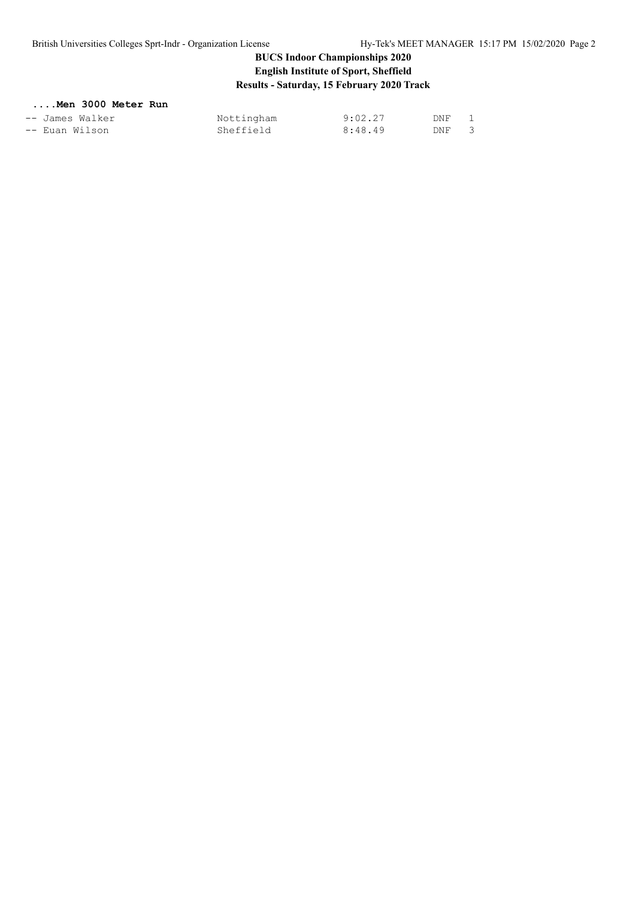**....Men 3000 Meter Run**

| | | | | |
|---|---|---|---|---|
| -- | James Walker | Nottingham | 9:02.27 | DNF 1 |
| -- | Euan Wilson | Sheffield | 8:48.49 | DNF 3 |